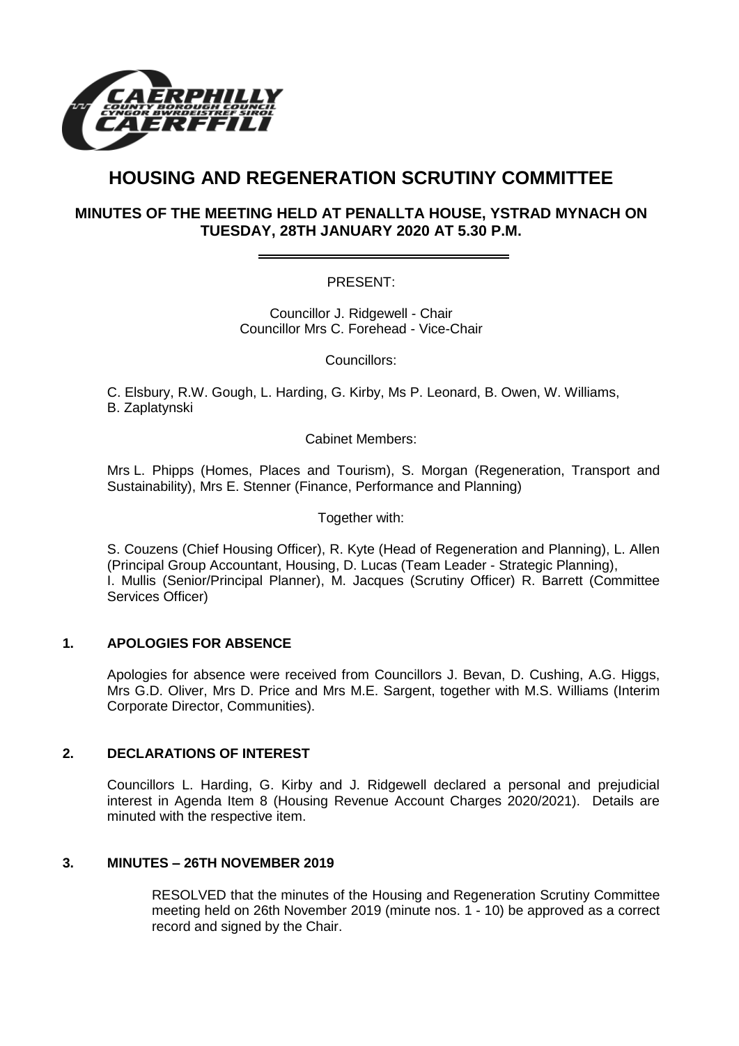# HOUSING AND REGENERATION SCRUTINY COMMITTEE

## MINUTES OF THE MEETING HELD AT PENALLTA HOUSE, YSTRAD MYNACH ON TUESDAY, 28TH JANUARY 2020 AT 5.30 P.M.

PRESENT:

Councillor J. Ridgewell - Chair
Councillor Mrs C. Forehead - Vice-Chair

Councillors:

C. Elsbury, R.W. Gough, L. Harding, G. Kirby, Ms P. Leonard, B. Owen, W. Williams, B. Zaplatynski

Cabinet Members:

Mrs L. Phipps (Homes, Places and Tourism), S. Morgan (Regeneration, Transport and Sustainability), Mrs E. Stenner (Finance, Performance and Planning)

Together with:

S. Couzens (Chief Housing Officer), R. Kyte (Head of Regeneration and Planning), L. Allen (Principal Group Accountant, Housing, D. Lucas (Team Leader - Strategic Planning), I. Mullis (Senior/Principal Planner), M. Jacques (Scrutiny Officer) R. Barrett (Committee Services Officer)

### 1. APOLOGIES FOR ABSENCE

Apologies for absence were received from Councillors J. Bevan, D. Cushing, A.G. Higgs, Mrs G.D. Oliver, Mrs D. Price and Mrs M.E. Sargent, together with M.S. Williams (Interim Corporate Director, Communities).

### 2. DECLARATIONS OF INTEREST

Councillors L. Harding, G. Kirby and J. Ridgewell declared a personal and prejudicial interest in Agenda Item 8 (Housing Revenue Account Charges 2020/2021). Details are minuted with the respective item.

### 3. MINUTES – 26TH NOVEMBER 2019

RESOLVED that the minutes of the Housing and Regeneration Scrutiny Committee meeting held on 26th November 2019 (minute nos. 1 - 10) be approved as a correct record and signed by the Chair.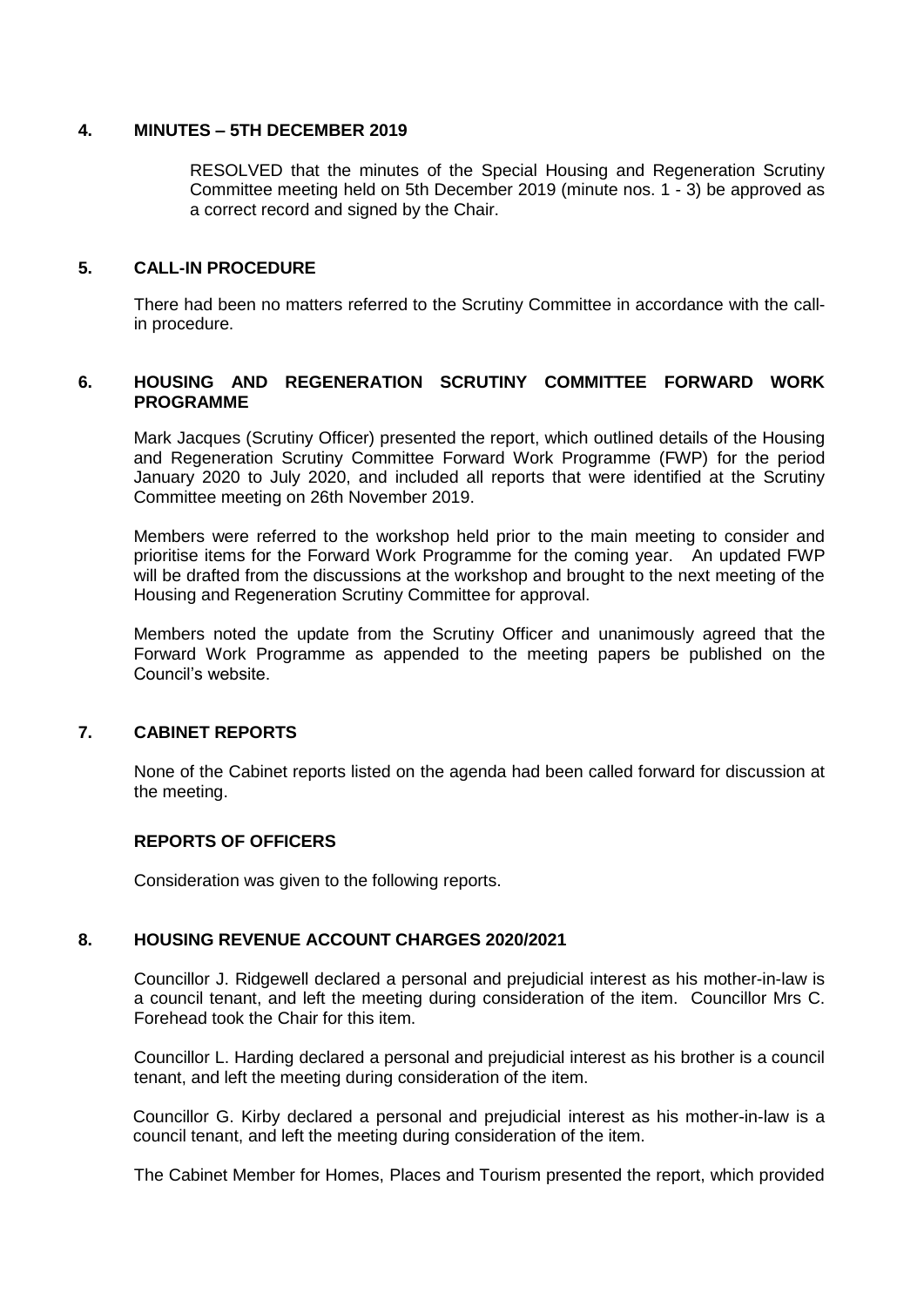## 4. MINUTES – 5TH DECEMBER 2019

RESOLVED that the minutes of the Special Housing and Regeneration Scrutiny Committee meeting held on 5th December 2019 (minute nos. 1 - 3) be approved as a correct record and signed by the Chair.

## 5. CALL-IN PROCEDURE

There had been no matters referred to the Scrutiny Committee in accordance with the call-in procedure.

## 6. HOUSING AND REGENERATION SCRUTINY COMMITTEE FORWARD WORK PROGRAMME

Mark Jacques (Scrutiny Officer) presented the report, which outlined details of the Housing and Regeneration Scrutiny Committee Forward Work Programme (FWP) for the period January 2020 to July 2020, and included all reports that were identified at the Scrutiny Committee meeting on 26th November 2019.

Members were referred to the workshop held prior to the main meeting to consider and prioritise items for the Forward Work Programme for the coming year. An updated FWP will be drafted from the discussions at the workshop and brought to the next meeting of the Housing and Regeneration Scrutiny Committee for approval.

Members noted the update from the Scrutiny Officer and unanimously agreed that the Forward Work Programme as appended to the meeting papers be published on the Council's website.

## 7. CABINET REPORTS

None of the Cabinet reports listed on the agenda had been called forward for discussion at the meeting.

## REPORTS OF OFFICERS

Consideration was given to the following reports.

## 8. HOUSING REVENUE ACCOUNT CHARGES 2020/2021

Councillor J. Ridgewell declared a personal and prejudicial interest as his mother-in-law is a council tenant, and left the meeting during consideration of the item. Councillor Mrs C. Forehead took the Chair for this item.

Councillor L. Harding declared a personal and prejudicial interest as his brother is a council tenant, and left the meeting during consideration of the item.

Councillor G. Kirby declared a personal and prejudicial interest as his mother-in-law is a council tenant, and left the meeting during consideration of the item.

The Cabinet Member for Homes, Places and Tourism presented the report, which provided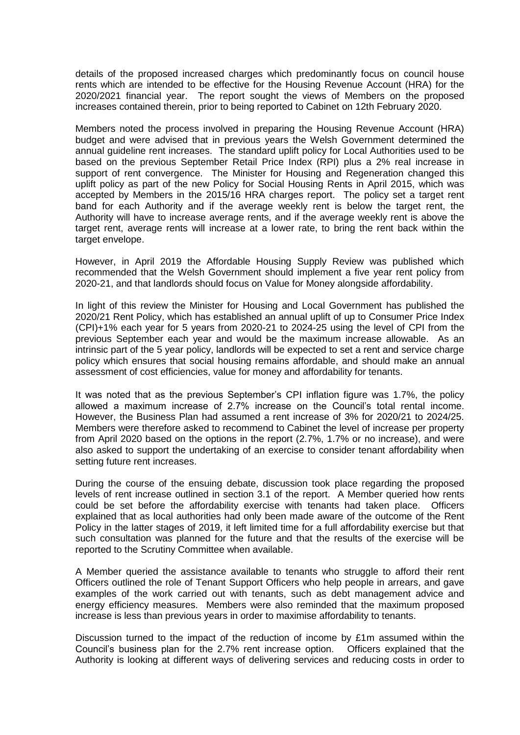details of the proposed increased charges which predominantly focus on council house rents which are intended to be effective for the Housing Revenue Account (HRA) for the 2020/2021 financial year. The report sought the views of Members on the proposed increases contained therein, prior to being reported to Cabinet on 12th February 2020.

Members noted the process involved in preparing the Housing Revenue Account (HRA) budget and were advised that in previous years the Welsh Government determined the annual guideline rent increases. The standard uplift policy for Local Authorities used to be based on the previous September Retail Price Index (RPI) plus a 2% real increase in support of rent convergence. The Minister for Housing and Regeneration changed this uplift policy as part of the new Policy for Social Housing Rents in April 2015, which was accepted by Members in the 2015/16 HRA charges report. The policy set a target rent band for each Authority and if the average weekly rent is below the target rent, the Authority will have to increase average rents, and if the average weekly rent is above the target rent, average rents will increase at a lower rate, to bring the rent back within the target envelope.

However, in April 2019 the Affordable Housing Supply Review was published which recommended that the Welsh Government should implement a five year rent policy from 2020-21, and that landlords should focus on Value for Money alongside affordability.

In light of this review the Minister for Housing and Local Government has published the 2020/21 Rent Policy, which has established an annual uplift of up to Consumer Price Index (CPI)+1% each year for 5 years from 2020-21 to 2024-25 using the level of CPI from the previous September each year and would be the maximum increase allowable. As an intrinsic part of the 5 year policy, landlords will be expected to set a rent and service charge policy which ensures that social housing remains affordable, and should make an annual assessment of cost efficiencies, value for money and affordability for tenants.

It was noted that as the previous September's CPI inflation figure was 1.7%, the policy allowed a maximum increase of 2.7% increase on the Council's total rental income. However, the Business Plan had assumed a rent increase of 3% for 2020/21 to 2024/25. Members were therefore asked to recommend to Cabinet the level of increase per property from April 2020 based on the options in the report (2.7%, 1.7% or no increase), and were also asked to support the undertaking of an exercise to consider tenant affordability when setting future rent increases.

During the course of the ensuing debate, discussion took place regarding the proposed levels of rent increase outlined in section 3.1 of the report. A Member queried how rents could be set before the affordability exercise with tenants had taken place. Officers explained that as local authorities had only been made aware of the outcome of the Rent Policy in the latter stages of 2019, it left limited time for a full affordability exercise but that such consultation was planned for the future and that the results of the exercise will be reported to the Scrutiny Committee when available.

A Member queried the assistance available to tenants who struggle to afford their rent Officers outlined the role of Tenant Support Officers who help people in arrears, and gave examples of the work carried out with tenants, such as debt management advice and energy efficiency measures. Members were also reminded that the maximum proposed increase is less than previous years in order to maximise affordability to tenants.

Discussion turned to the impact of the reduction of income by £1m assumed within the Council's business plan for the 2.7% rent increase option. Officers explained that the Authority is looking at different ways of delivering services and reducing costs in order to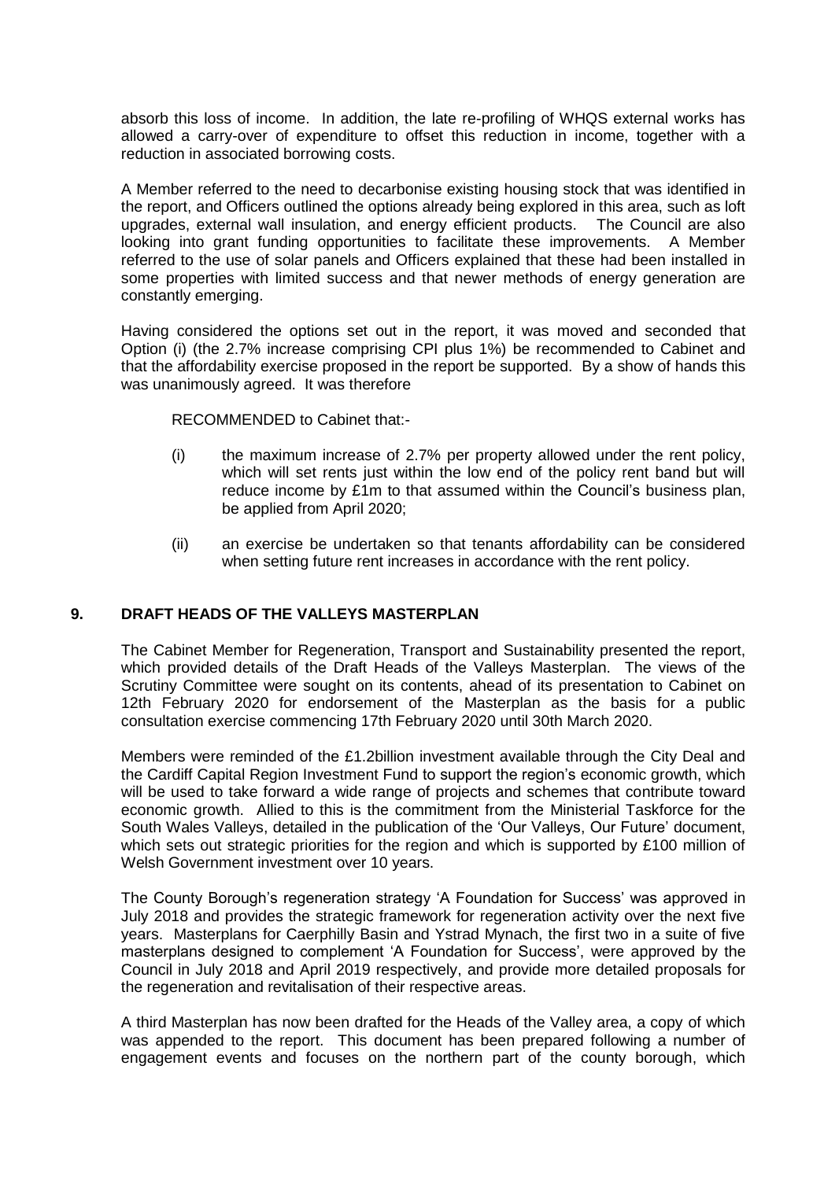absorb this loss of income. In addition, the late re-profiling of WHQS external works has allowed a carry-over of expenditure to offset this reduction in income, together with a reduction in associated borrowing costs.

A Member referred to the need to decarbonise existing housing stock that was identified in the report, and Officers outlined the options already being explored in this area, such as loft upgrades, external wall insulation, and energy efficient products. The Council are also looking into grant funding opportunities to facilitate these improvements. A Member referred to the use of solar panels and Officers explained that these had been installed in some properties with limited success and that newer methods of energy generation are constantly emerging.

Having considered the options set out in the report, it was moved and seconded that Option (i) (the 2.7% increase comprising CPI plus 1%) be recommended to Cabinet and that the affordability exercise proposed in the report be supported. By a show of hands this was unanimously agreed. It was therefore

RECOMMENDED to Cabinet that:-

(i) the maximum increase of 2.7% per property allowed under the rent policy, which will set rents just within the low end of the policy rent band but will reduce income by £1m to that assumed within the Council's business plan, be applied from April 2020;

(ii) an exercise be undertaken so that tenants affordability can be considered when setting future rent increases in accordance with the rent policy.

## 9. DRAFT HEADS OF THE VALLEYS MASTERPLAN

The Cabinet Member for Regeneration, Transport and Sustainability presented the report, which provided details of the Draft Heads of the Valleys Masterplan. The views of the Scrutiny Committee were sought on its contents, ahead of its presentation to Cabinet on 12th February 2020 for endorsement of the Masterplan as the basis for a public consultation exercise commencing 17th February 2020 until 30th March 2020.

Members were reminded of the £1.2billion investment available through the City Deal and the Cardiff Capital Region Investment Fund to support the region's economic growth, which will be used to take forward a wide range of projects and schemes that contribute toward economic growth. Allied to this is the commitment from the Ministerial Taskforce for the South Wales Valleys, detailed in the publication of the 'Our Valleys, Our Future' document, which sets out strategic priorities for the region and which is supported by £100 million of Welsh Government investment over 10 years.

The County Borough's regeneration strategy 'A Foundation for Success' was approved in July 2018 and provides the strategic framework for regeneration activity over the next five years. Masterplans for Caerphilly Basin and Ystrad Mynach, the first two in a suite of five masterplans designed to complement 'A Foundation for Success', were approved by the Council in July 2018 and April 2019 respectively, and provide more detailed proposals for the regeneration and revitalisation of their respective areas.

A third Masterplan has now been drafted for the Heads of the Valley area, a copy of which was appended to the report. This document has been prepared following a number of engagement events and focuses on the northern part of the county borough, which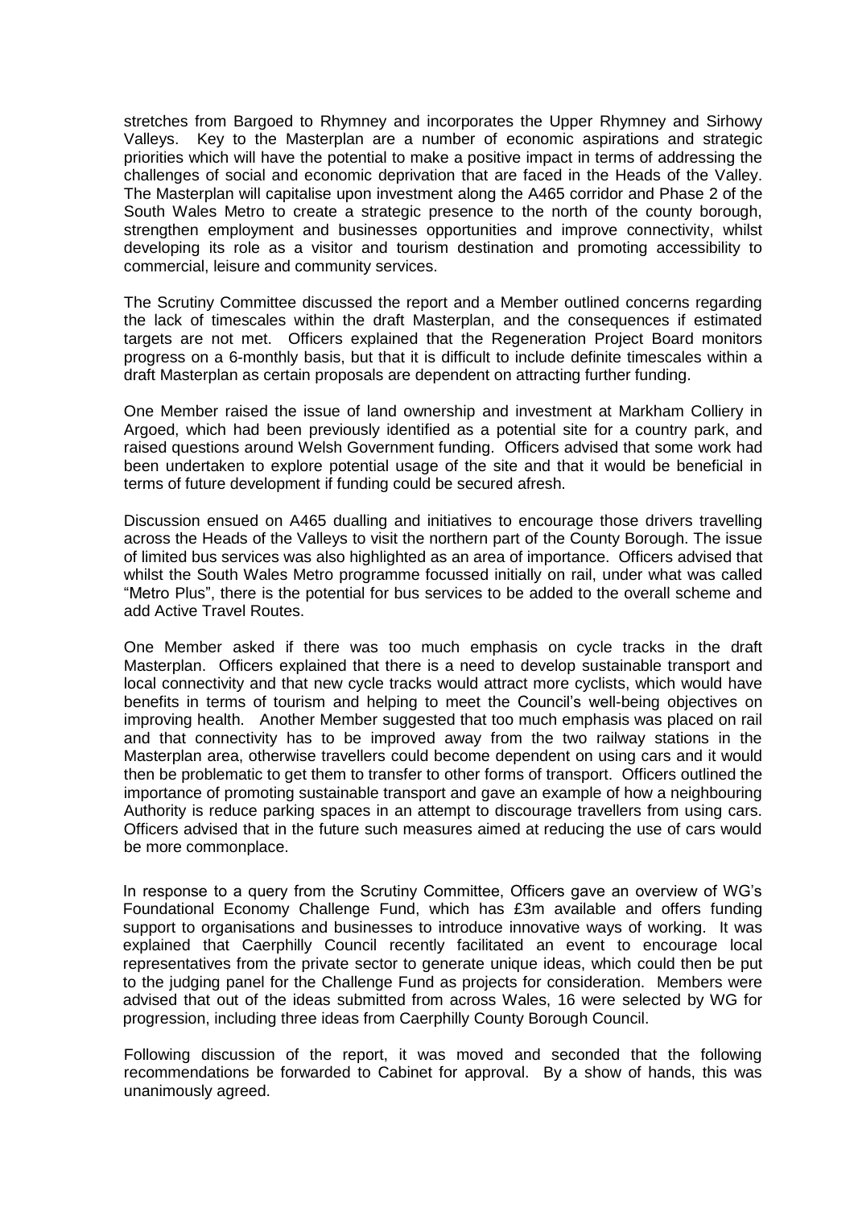stretches from Bargoed to Rhymney and incorporates the Upper Rhymney and Sirhowy Valleys. Key to the Masterplan are a number of economic aspirations and strategic priorities which will have the potential to make a positive impact in terms of addressing the challenges of social and economic deprivation that are faced in the Heads of the Valley. The Masterplan will capitalise upon investment along the A465 corridor and Phase 2 of the South Wales Metro to create a strategic presence to the north of the county borough, strengthen employment and businesses opportunities and improve connectivity, whilst developing its role as a visitor and tourism destination and promoting accessibility to commercial, leisure and community services.

The Scrutiny Committee discussed the report and a Member outlined concerns regarding the lack of timescales within the draft Masterplan, and the consequences if estimated targets are not met. Officers explained that the Regeneration Project Board monitors progress on a 6-monthly basis, but that it is difficult to include definite timescales within a draft Masterplan as certain proposals are dependent on attracting further funding.

One Member raised the issue of land ownership and investment at Markham Colliery in Argoed, which had been previously identified as a potential site for a country park, and raised questions around Welsh Government funding. Officers advised that some work had been undertaken to explore potential usage of the site and that it would be beneficial in terms of future development if funding could be secured afresh.

Discussion ensued on A465 dualling and initiatives to encourage those drivers travelling across the Heads of the Valleys to visit the northern part of the County Borough. The issue of limited bus services was also highlighted as an area of importance. Officers advised that whilst the South Wales Metro programme focussed initially on rail, under what was called "Metro Plus", there is the potential for bus services to be added to the overall scheme and add Active Travel Routes.

One Member asked if there was too much emphasis on cycle tracks in the draft Masterplan. Officers explained that there is a need to develop sustainable transport and local connectivity and that new cycle tracks would attract more cyclists, which would have benefits in terms of tourism and helping to meet the Council's well-being objectives on improving health. Another Member suggested that too much emphasis was placed on rail and that connectivity has to be improved away from the two railway stations in the Masterplan area, otherwise travellers could become dependent on using cars and it would then be problematic to get them to transfer to other forms of transport. Officers outlined the importance of promoting sustainable transport and gave an example of how a neighbouring Authority is reduce parking spaces in an attempt to discourage travellers from using cars. Officers advised that in the future such measures aimed at reducing the use of cars would be more commonplace.

In response to a query from the Scrutiny Committee, Officers gave an overview of WG's Foundational Economy Challenge Fund, which has £3m available and offers funding support to organisations and businesses to introduce innovative ways of working. It was explained that Caerphilly Council recently facilitated an event to encourage local representatives from the private sector to generate unique ideas, which could then be put to the judging panel for the Challenge Fund as projects for consideration. Members were advised that out of the ideas submitted from across Wales, 16 were selected by WG for progression, including three ideas from Caerphilly County Borough Council.

Following discussion of the report, it was moved and seconded that the following recommendations be forwarded to Cabinet for approval. By a show of hands, this was unanimously agreed.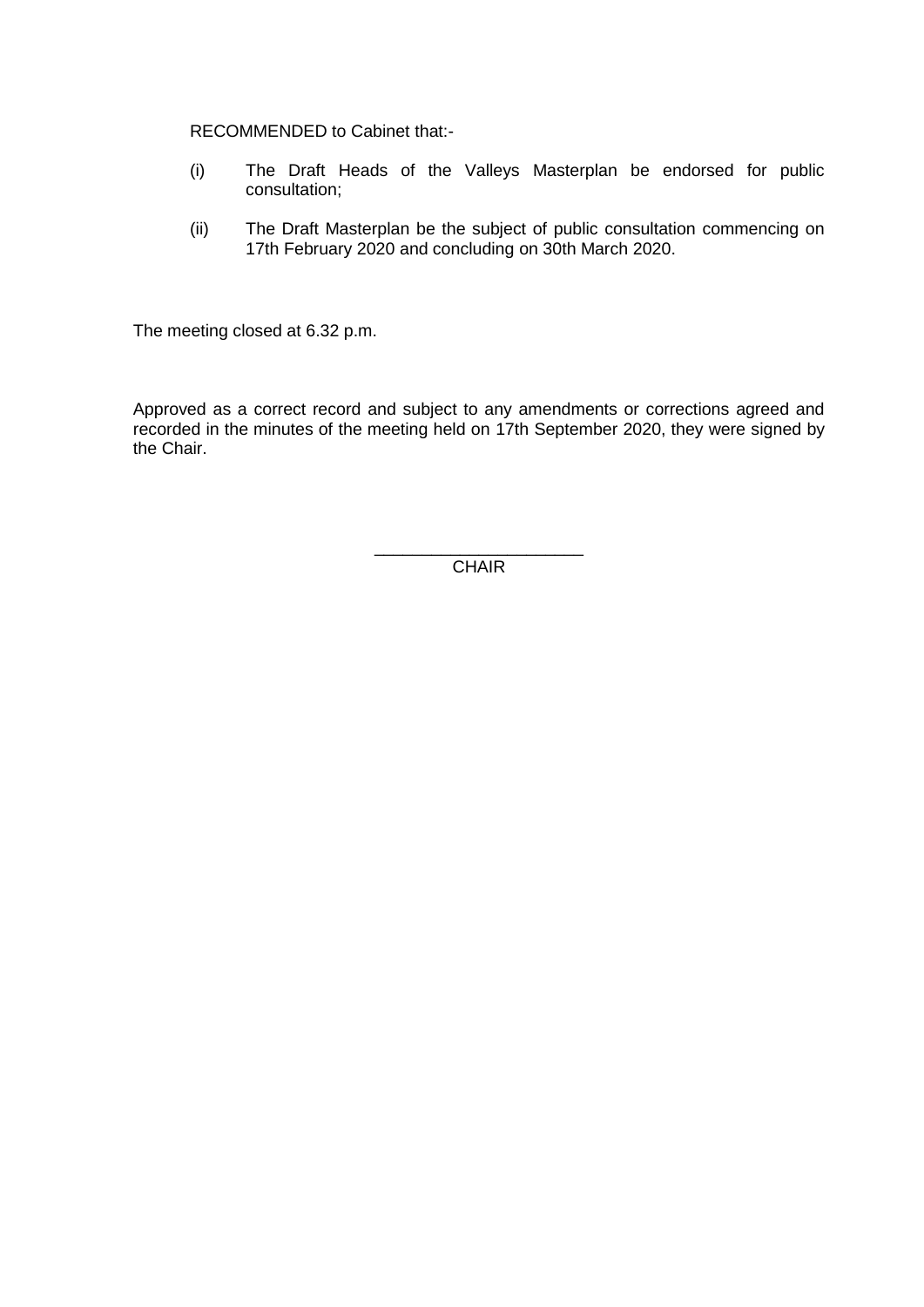RECOMMENDED to Cabinet that:-

(i) The Draft Heads of the Valleys Masterplan be endorsed for public consultation;

(ii) The Draft Masterplan be the subject of public consultation commencing on 17th February 2020 and concluding on 30th March 2020.

The meeting closed at 6.32 p.m.

Approved as a correct record and subject to any amendments or corrections agreed and recorded in the minutes of the meeting held on 17th September 2020, they were signed by the Chair.

_______________________
CHAIR